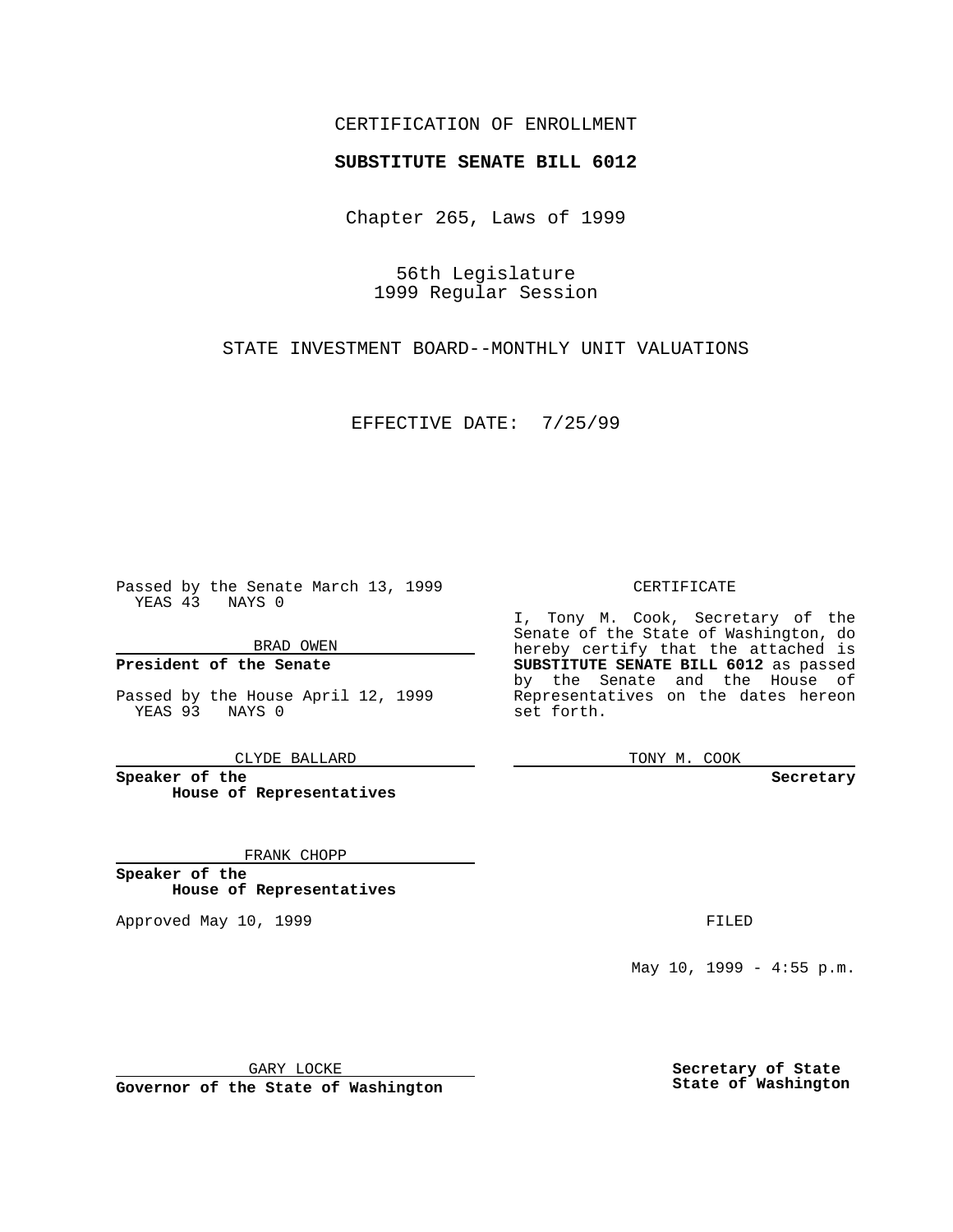CERTIFICATION OF ENROLLMENT

**SUBSTITUTE SENATE BILL 6012**

Chapter 265, Laws of 1999

56th Legislature
1999 Regular Session

STATE INVESTMENT BOARD--MONTHLY UNIT VALUATIONS

EFFECTIVE DATE: 7/25/99

Passed by the Senate March 13, 1999
YEAS 43 NAYS 0

BRAD OWEN

**President of the Senate**

Passed by the House April 12, 1999
YEAS 93 NAYS 0

CLYDE BALLARD

**Speaker of the House of Representatives**

FRANK CHOPP

**Speaker of the House of Representatives**

Approved May 10, 1999

GARY LOCKE

**Governor of the State of Washington**

CERTIFICATE

I, Tony M. Cook, Secretary of the Senate of the State of Washington, do hereby certify that the attached is **SUBSTITUTE SENATE BILL 6012** as passed by the Senate and the House of Representatives on the dates hereon set forth.

TONY M. COOK

**Secretary**

FILED

May 10, 1999 - 4:55 p.m.

**Secretary of State**
**State of Washington**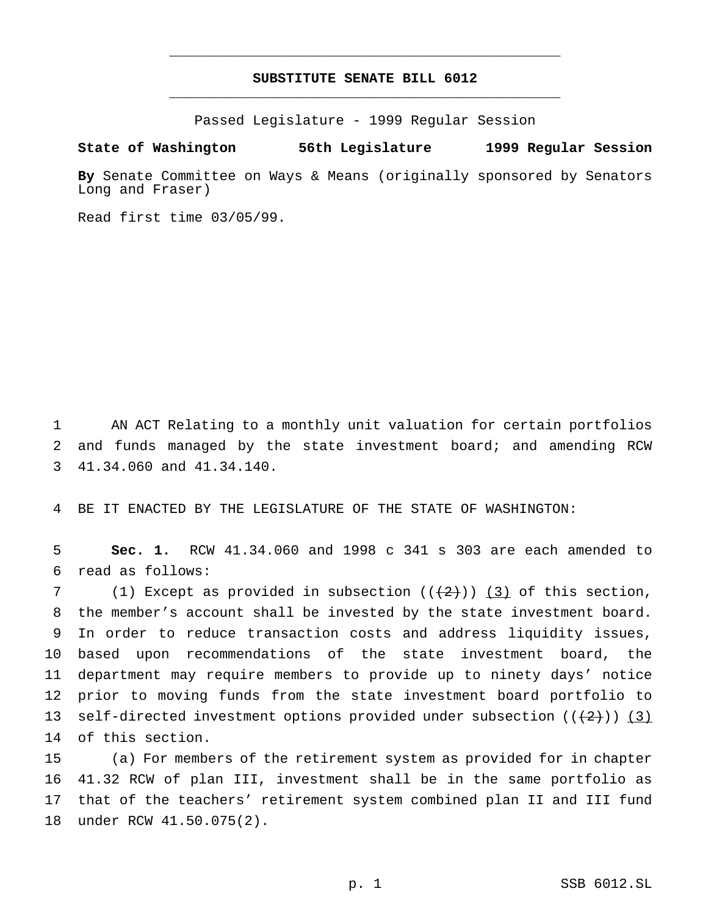# SUBSTITUTE SENATE BILL 6012

Passed Legislature - 1999 Regular Session

**State of Washington 56th Legislature 1999 Regular Session**

**By** Senate Committee on Ways & Means (originally sponsored by Senators Long and Fraser)

Read first time 03/05/99.

1 AN ACT Relating to a monthly unit valuation for certain portfolios
2 and funds managed by the state investment board; and amending RCW
3 41.34.060 and 41.34.140.

4 BE IT ENACTED BY THE LEGISLATURE OF THE STATE OF WASHINGTON:

5 **Sec. 1.** RCW 41.34.060 and 1998 c 341 s 303 are each amended to
6 read as follows:

7 (1) Except as provided in subsection ((~~(2)~~)) <u>(3)</u> of this section,
8 the member's account shall be invested by the state investment board.
9 In order to reduce transaction costs and address liquidity issues,
10 based upon recommendations of the state investment board, the
11 department may require members to provide up to ninety days' notice
12 prior to moving funds from the state investment board portfolio to
13 self-directed investment options provided under subsection ((~~(2)~~)) <u>(3)</u>
14 of this section.

15 (a) For members of the retirement system as provided for in chapter
16 41.32 RCW of plan III, investment shall be in the same portfolio as
17 that of the teachers' retirement system combined plan II and III fund
18 under RCW 41.50.075(2).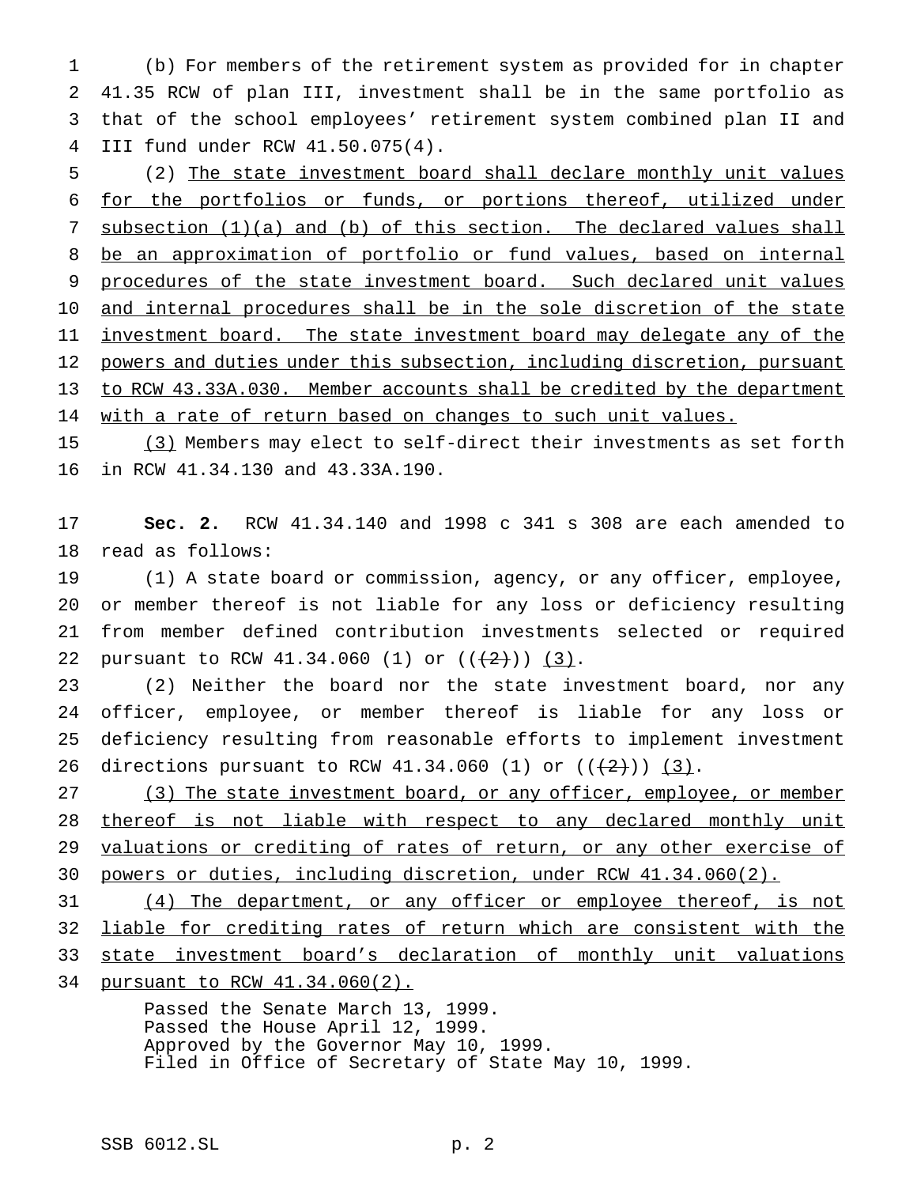(b) For members of the retirement system as provided for in chapter 41.35 RCW of plan III, investment shall be in the same portfolio as that of the school employees' retirement system combined plan II and III fund under RCW 41.50.075(4).

(2) The state investment board shall declare monthly unit values for the portfolios or funds, or portions thereof, utilized under subsection (1)(a) and (b) of this section. The declared values shall be an approximation of portfolio or fund values, based on internal procedures of the state investment board. Such declared unit values and internal procedures shall be in the sole discretion of the state investment board. The state investment board may delegate any of the powers and duties under this subsection, including discretion, pursuant to RCW 43.33A.030. Member accounts shall be credited by the department with a rate of return based on changes to such unit values.

(3) Members may elect to self-direct their investments as set forth in RCW 41.34.130 and 43.33A.190.

**Sec. 2.** RCW 41.34.140 and 1998 c 341 s 308 are each amended to read as follows:

(1) A state board or commission, agency, or any officer, employee, or member thereof is not liable for any loss or deficiency resulting from member defined contribution investments selected or required pursuant to RCW 41.34.060 (1) or ((~~(2)~~)) (3).

(2) Neither the board nor the state investment board, nor any officer, employee, or member thereof is liable for any loss or deficiency resulting from reasonable efforts to implement investment directions pursuant to RCW 41.34.060 (1) or ((~~(2)~~)) (3).

(3) The state investment board, or any officer, employee, or member thereof is not liable with respect to any declared monthly unit valuations or crediting of rates of return, or any other exercise of powers or duties, including discretion, under RCW 41.34.060(2).

(4) The department, or any officer or employee thereof, is not liable for crediting rates of return which are consistent with the state investment board's declaration of monthly unit valuations pursuant to RCW 41.34.060(2).

Passed the Senate March 13, 1999.
Passed the House April 12, 1999.
Approved by the Governor May 10, 1999.
Filed in Office of Secretary of State May 10, 1999.